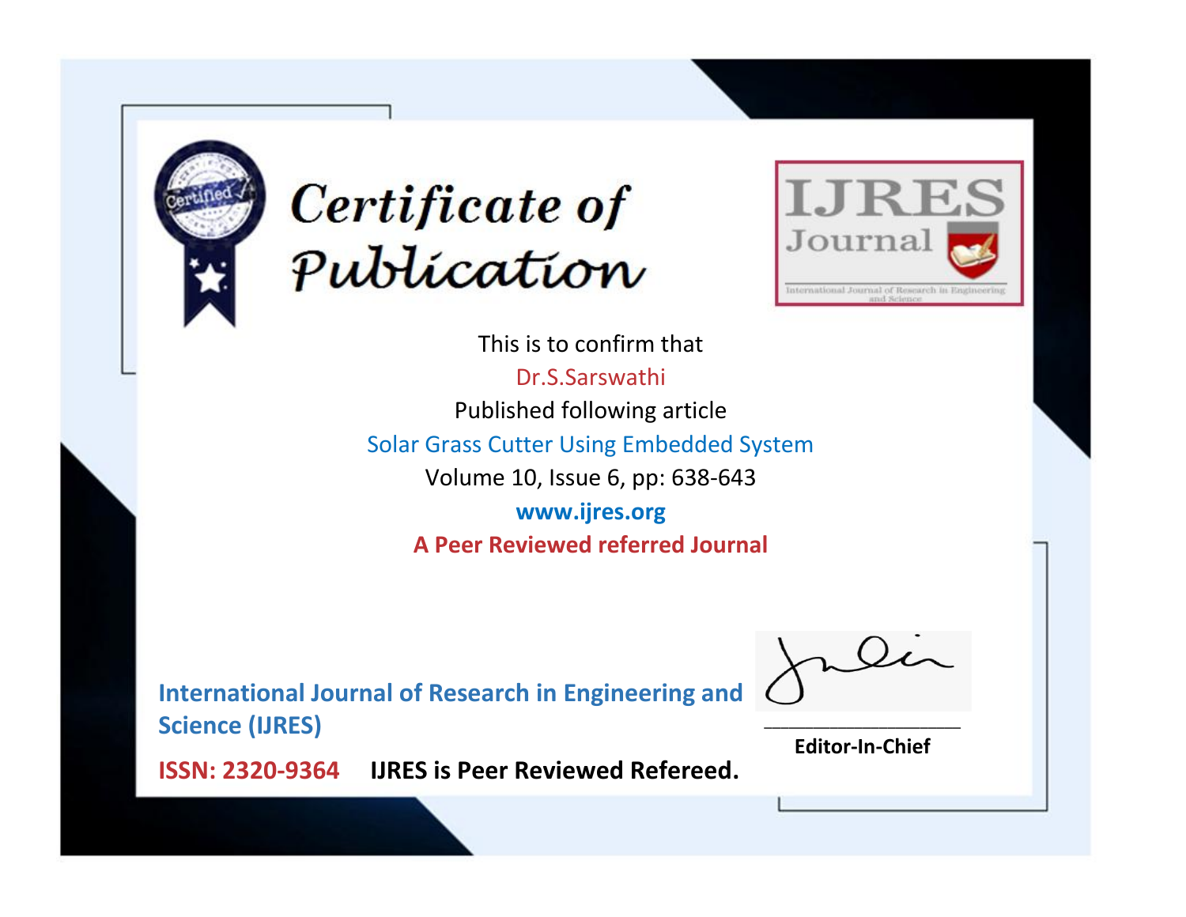# Certificate of Publication

IJRES Journal

International Journal of Research in Engineering and Science

This is to confirm that

Dr.S.Sarswathi

Published following article

Solar Grass Cutter Using Embedded System

Volume 10, Issue 6, pp: 638-643

**www.ijres.org**

**A Peer Reviewed referred Journal**

**International Journal of Research in Engineering and Science (IJRES)**

**ISSN: 2320-9364** **IJRES is Peer Reviewed Refereed.**

**Editor-In-Chief**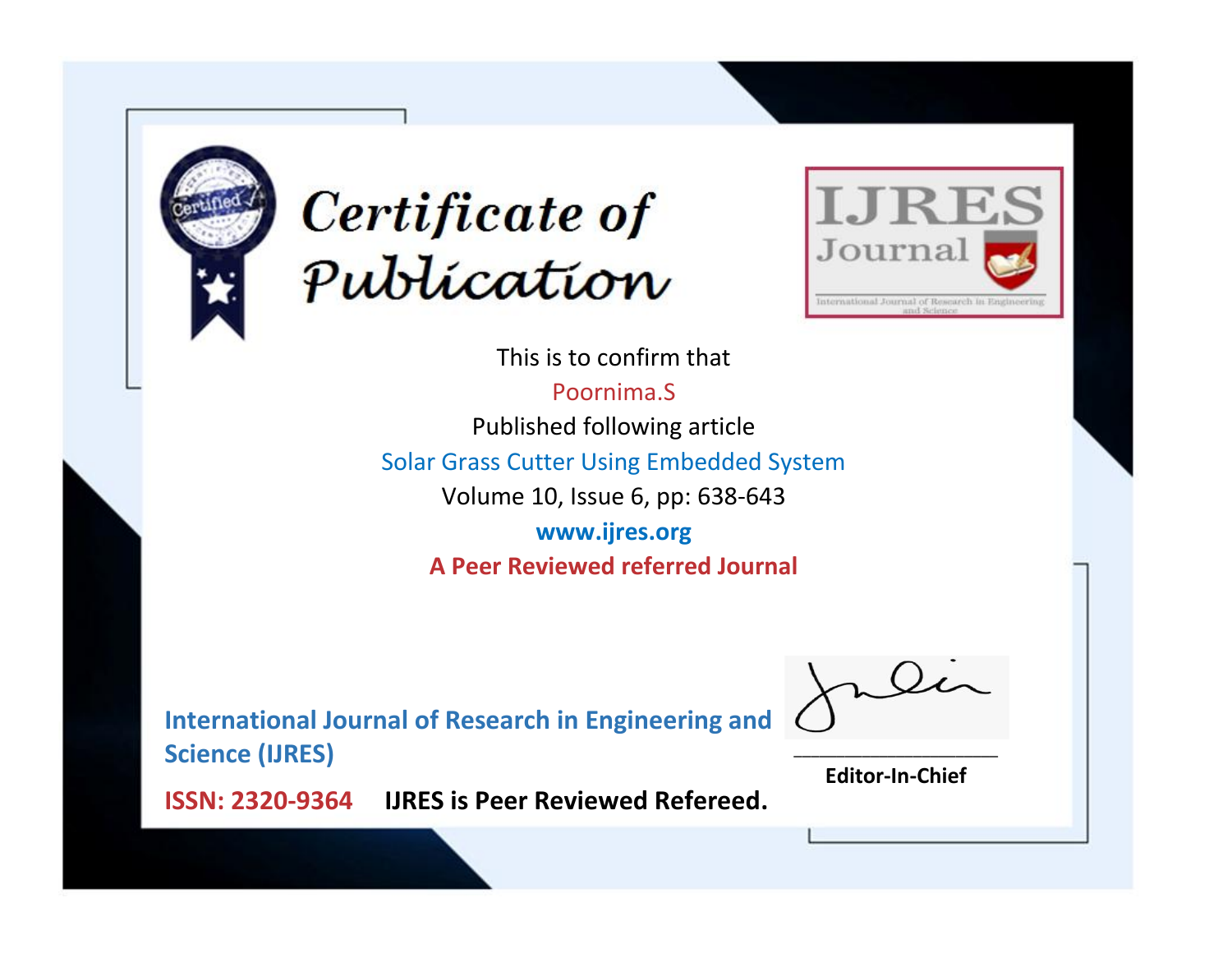# Certificate of Publication

IJRES Journal

International Journal of Research in Engineering and Science

This is to confirm that

Poornima.S

Published following article

Solar Grass Cutter Using Embedded System

Volume 10, Issue 6, pp: 638-643

www.ijres.org

**A Peer Reviewed referred Journal**

**International Journal of Research in Engineering and Science (IJRES)**

**ISSN: 2320-9364** **IJRES is Peer Reviewed Refereed.**

**Editor-In-Chief**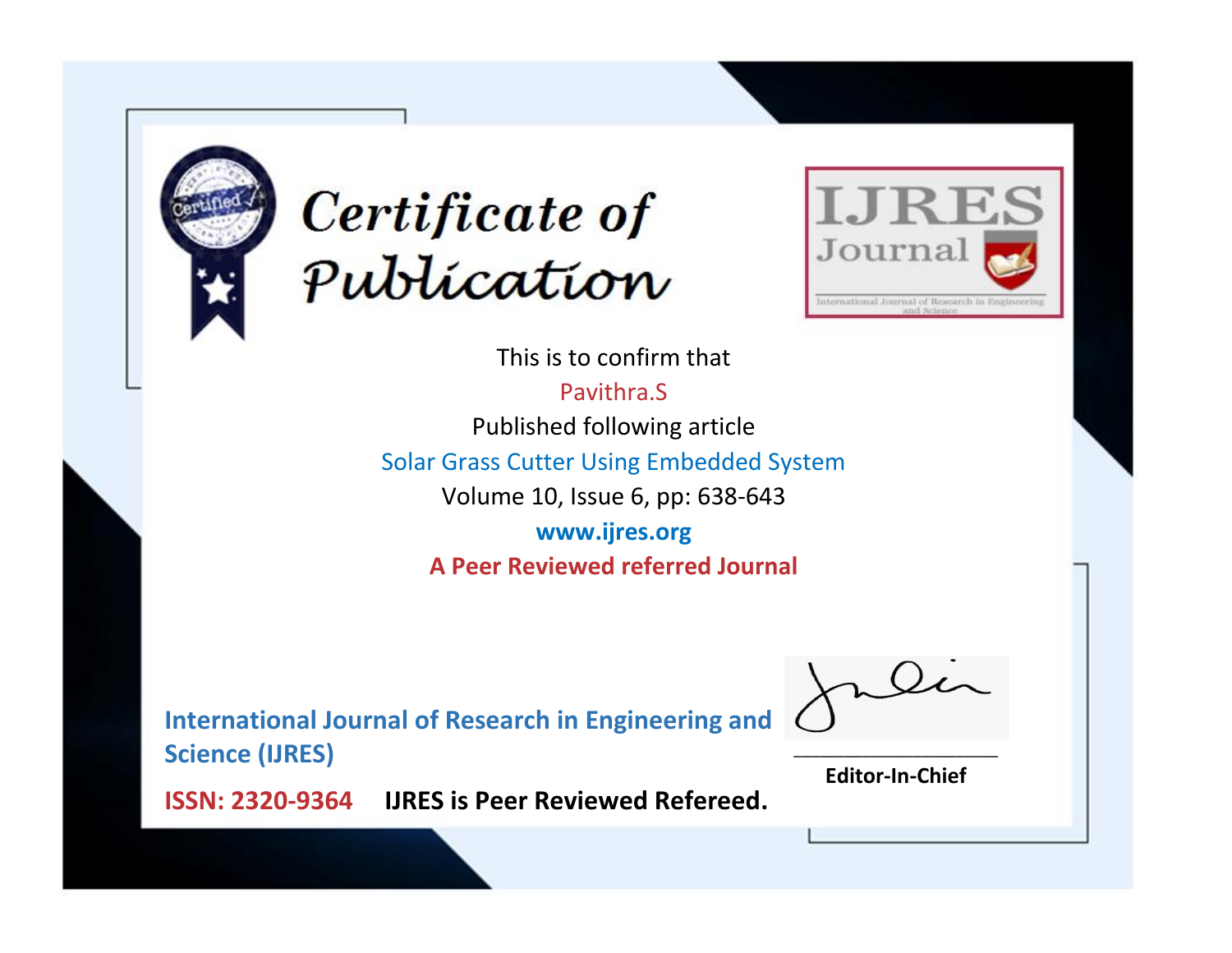# Certificate of Publication

IJRES Journal

International Journal of Research in Engineering and Science

This is to confirm that

Pavithra.S

Published following article

Solar Grass Cutter Using Embedded System

Volume 10, Issue 6, pp: 638-643

www.ijres.org

**A Peer Reviewed referred Journal**

**International Journal of Research in Engineering and Science (IJRES)**

**ISSN: 2320-9364** **IJRES is Peer Reviewed Refereed.**

**Editor-In-Chief**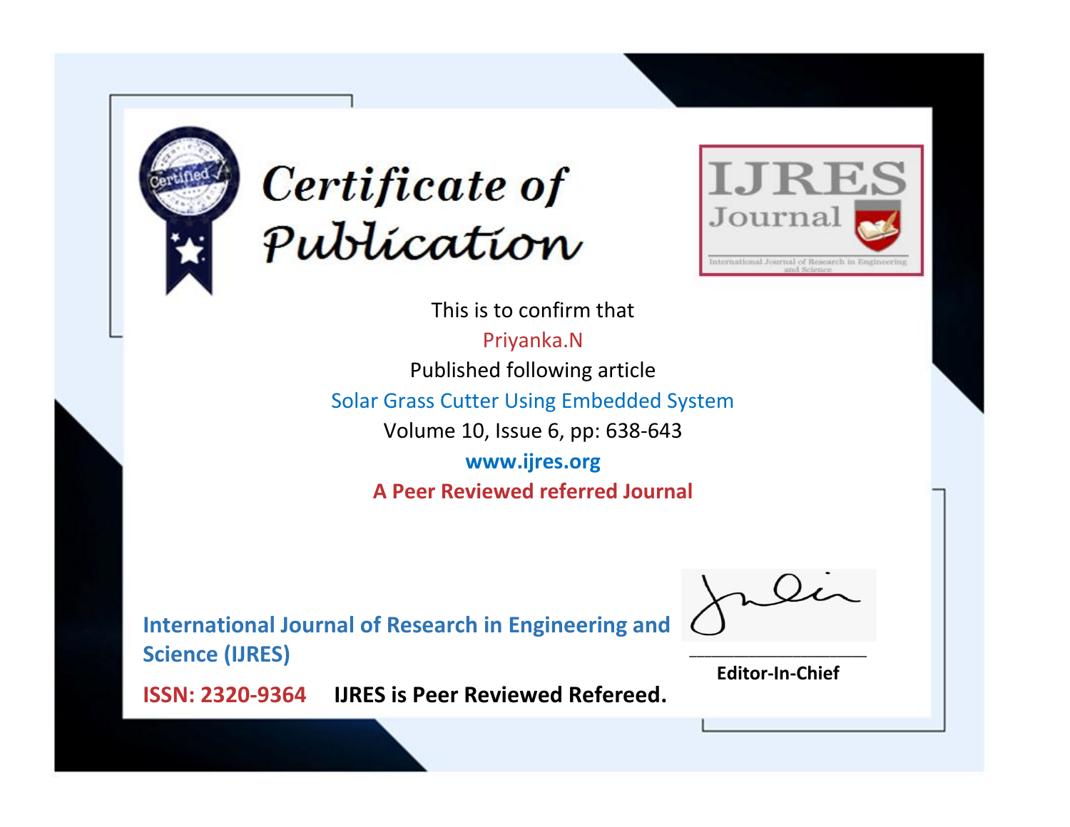# Certificate of Publication

IJRES Journal

International Journal of Research in Engineering and Science

This is to confirm that

Priyanka.N

Published following article

Solar Grass Cutter Using Embedded System

Volume 10, Issue 6, pp: 638-643

**www.ijres.org**

**A Peer Reviewed referred Journal**

**International Journal of Research in Engineering and Science (IJRES)**

**ISSN: 2320-9364** **IJRES is Peer Reviewed Refereed.**

**Editor-In-Chief**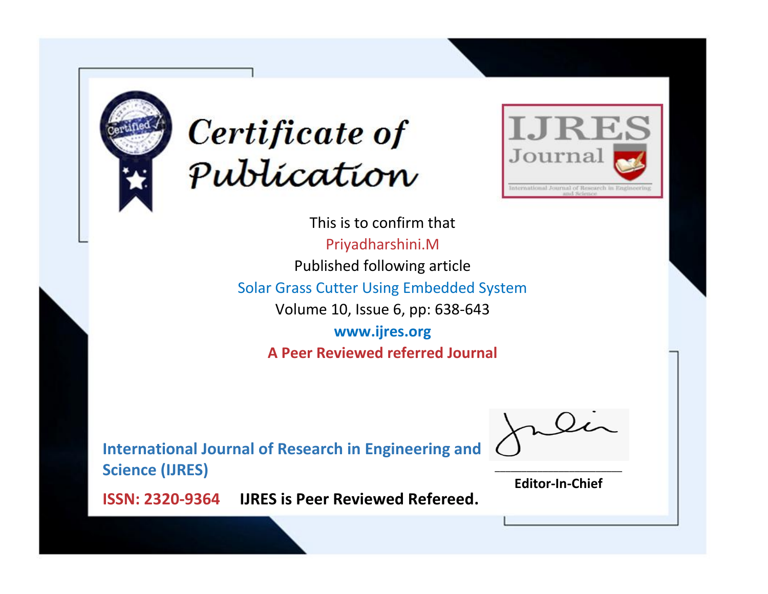# Certificate of Publication

IJRES Journal

International Journal of Research in Engineering and Science

This is to confirm that

Priyadharshini.M

Published following article

Solar Grass Cutter Using Embedded System

Volume 10, Issue 6, pp: 638-643

**www.ijres.org**

**A Peer Reviewed referred Journal**

**International Journal of Research in Engineering and Science (IJRES)**

**ISSN: 2320-9364** **IJRES is Peer Reviewed Refereed.**

**Editor-In-Chief**